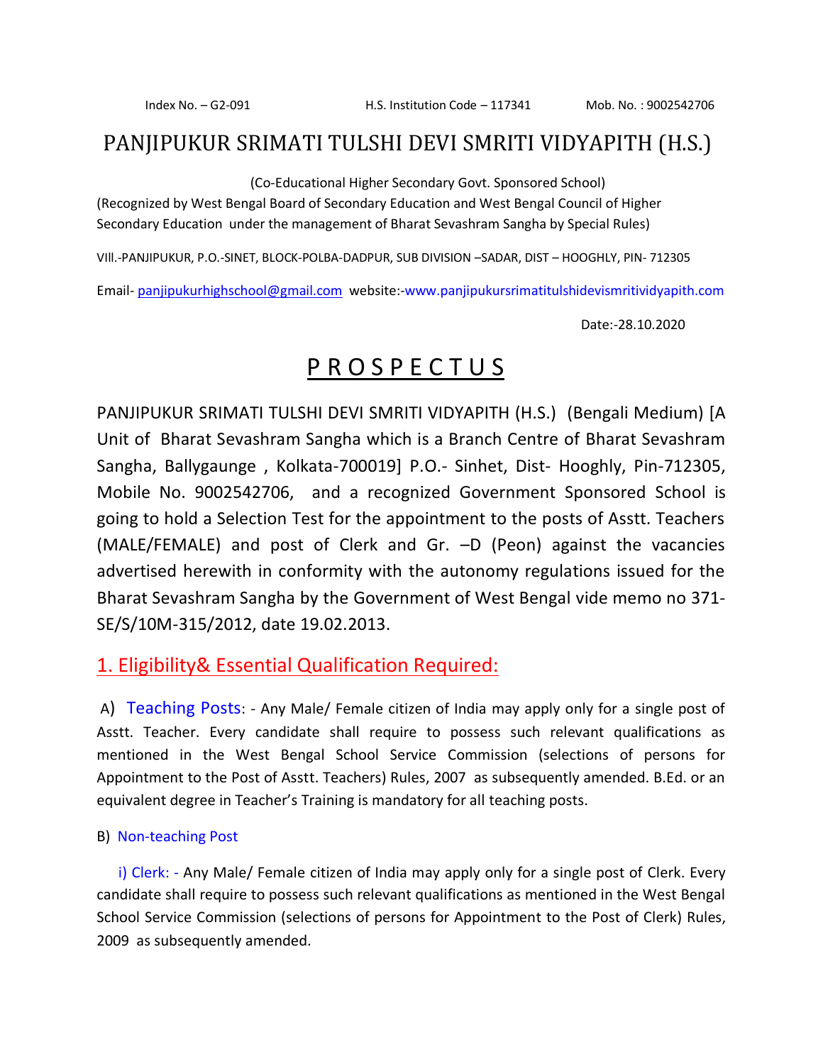Index No. – G2-091 H.S. Institution Code – 117341 Mob. No. : 9002542706

# PANJIPUKUR SRIMATI TULSHI DEVI SMRITI VIDYAPITH (H.S.)

(Co-Educational Higher Secondary Govt. Sponsored School)
(Recognized by West Bengal Board of Secondary Education and West Bengal Council of Higher Secondary Education under the management of Bharat Sevashram Sangha by Special Rules)

VIll.-PANJIPUKUR, P.O.-SINET, BLOCK-POLBA-DADPUR, SUB DIVISION –SADAR, DIST – HOOGHLY, PIN- 712305

Email- panjipukurhighschool@gmail.com website:-www.panjipukursrimatitulshidevismritividyapith.com

Date:-28.10.2020

# PROSPECTUS

PANJIPUKUR SRIMATI TULSHI DEVI SMRITI VIDYAPITH (H.S.) (Bengali Medium) [A Unit of Bharat Sevashram Sangha which is a Branch Centre of Bharat Sevashram Sangha, Ballygaunge , Kolkata-700019] P.O.- Sinhet, Dist- Hooghly, Pin-712305, Mobile No. 9002542706, and a recognized Government Sponsored School is going to hold a Selection Test for the appointment to the posts of Asstt. Teachers (MALE/FEMALE) and post of Clerk and Gr. –D (Peon) against the vacancies advertised herewith in conformity with the autonomy regulations issued for the Bharat Sevashram Sangha by the Government of West Bengal vide memo no 371-SE/S/10M-315/2012, date 19.02.2013.

## 1. Eligibility& Essential Qualification Required:

A) **Teaching Posts**: - Any Male/ Female citizen of India may apply only for a single post of Asstt. Teacher. Every candidate shall require to possess such relevant qualifications as mentioned in the West Bengal School Service Commission (selections of persons for Appointment to the Post of Asstt. Teachers) Rules, 2007 as subsequently amended. B.Ed. or an equivalent degree in Teacher's Training is mandatory for all teaching posts.

B) **Non-teaching Post**

i) Clerk: - Any Male/ Female citizen of India may apply only for a single post of Clerk. Every candidate shall require to possess such relevant qualifications as mentioned in the West Bengal School Service Commission (selections of persons for Appointment to the Post of Clerk) Rules, 2009 as subsequently amended.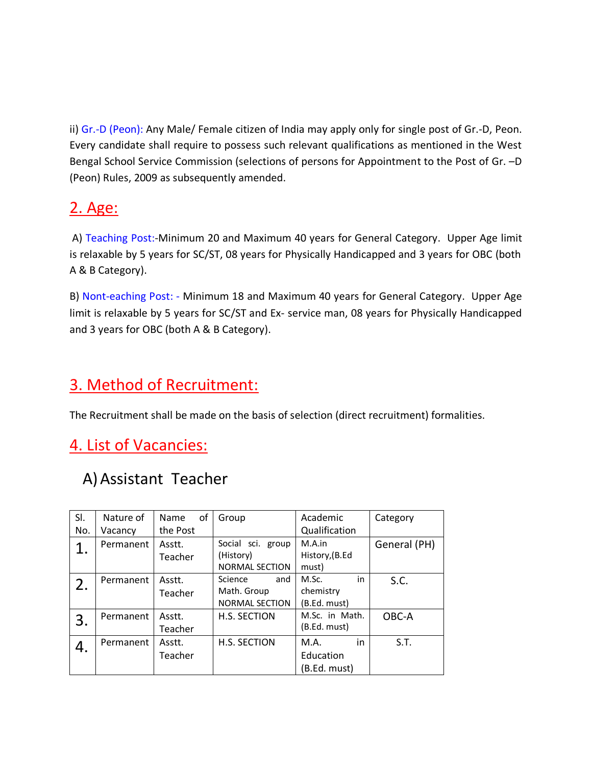ii) Gr.-D (Peon): Any Male/ Female citizen of India may apply only for single post of Gr.-D, Peon. Every candidate shall require to possess such relevant qualifications as mentioned in the West Bengal School Service Commission (selections of persons for Appointment to the Post of Gr. –D (Peon) Rules, 2009 as subsequently amended.

## 2. Age:

A) Teaching Post:-Minimum 20 and Maximum 40 years for General Category. Upper Age limit is relaxable by 5 years for SC/ST, 08 years for Physically Handicapped and 3 years for OBC (both A & B Category).

B) Nont-eaching Post: - Minimum 18 and Maximum 40 years for General Category. Upper Age limit is relaxable by 5 years for SC/ST and Ex- service man, 08 years for Physically Handicapped and 3 years for OBC (both A & B Category).

## 3. Method of Recruitment:

The Recruitment shall be made on the basis of selection (direct recruitment) formalities.

## 4. List of Vacancies:

### A) Assistant Teacher

| Sl. No. | Nature of Vacancy | Name of the Post | Group | Academic Qualification | Category |
|---|---|---|---|---|---|
| 1. | Permanent | Asstt. Teacher | Social sci. group (History) NORMAL SECTION | M.A.in History,(B.Ed must) | General (PH) |
| 2. | Permanent | Asstt. Teacher | Science and Math. Group NORMAL SECTION | M.Sc. in chemistry (B.Ed. must) | S.C. |
| 3. | Permanent | Asstt. Teacher | H.S. SECTION | M.Sc. in Math. (B.Ed. must) | OBC-A |
| 4. | Permanent | Asstt. Teacher | H.S. SECTION | M.A. in Education (B.Ed. must) | S.T. |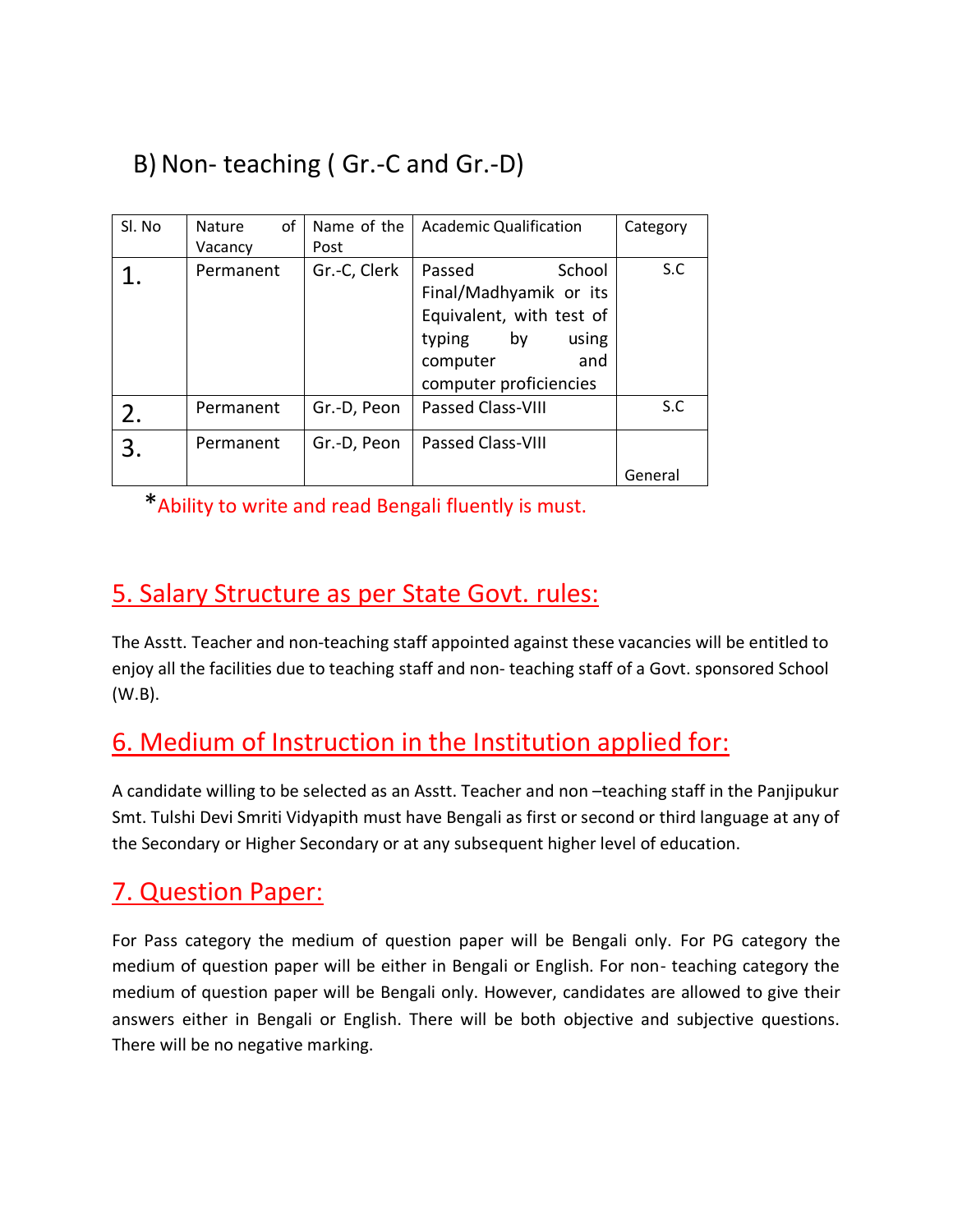## B) Non- teaching ( Gr.-C and Gr.-D)

| Sl. No | Nature of Vacancy | Name of the Post | Academic Qualification | Category |
|---|---|---|---|---|
| 1. | Permanent | Gr.-C, Clerk | Passed School Final/Madhyamik or its Equivalent, with test of typing by using computer and computer proficiencies | S.C |
| 2. | Permanent | Gr.-D, Peon | Passed Class-VIII | S.C |
| 3. | Permanent | Gr.-D, Peon | Passed Class-VIII | General |

*Ability to write and read Bengali fluently is must.

## 5. Salary Structure as per State Govt. rules:

The Asstt. Teacher and non-teaching staff appointed against these vacancies will be entitled to enjoy all the facilities due to teaching staff and non- teaching staff of a Govt. sponsored School (W.B).

## 6. Medium of Instruction in the Institution applied for:

A candidate willing to be selected as an Asstt. Teacher and non –teaching staff in the Panjipukur Smt. Tulshi Devi Smriti Vidyapith must have Bengali as first or second or third language at any of the Secondary or Higher Secondary or at any subsequent higher level of education.

## 7. Question Paper:

For Pass category the medium of question paper will be Bengali only. For PG category the medium of question paper will be either in Bengali or English. For non- teaching category the medium of question paper will be Bengali only. However, candidates are allowed to give their answers either in Bengali or English. There will be both objective and subjective questions. There will be no negative marking.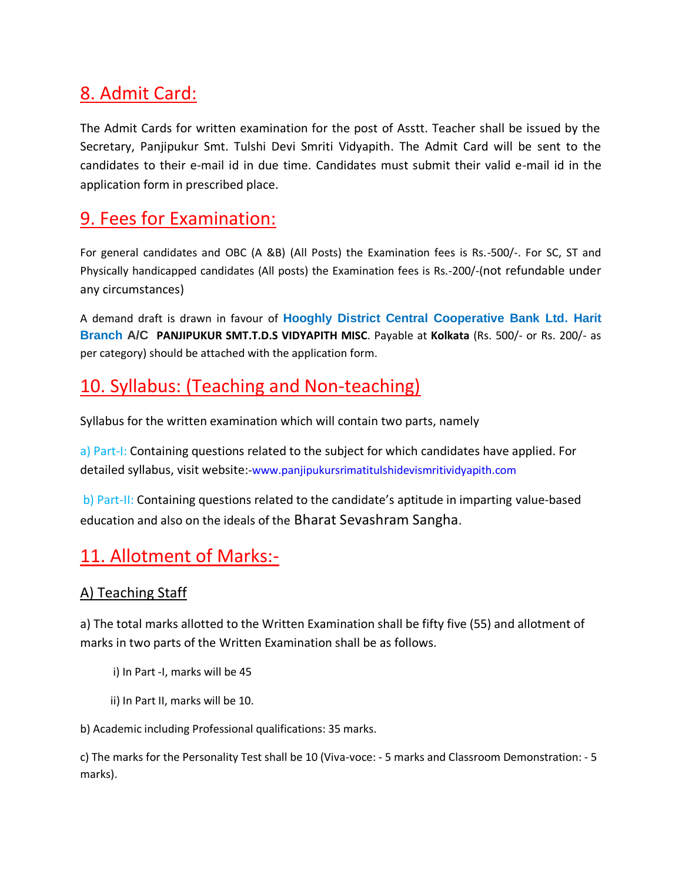## 8. Admit Card:

The Admit Cards for written examination for the post of Asstt. Teacher shall be issued by the Secretary, Panjipukur Smt. Tulshi Devi Smriti Vidyapith. The Admit Card will be sent to the candidates to their e-mail id in due time. Candidates must submit their valid e-mail id in the application form in prescribed place.

## 9. Fees for Examination:

For general candidates and OBC (A &B) (All Posts) the Examination fees is Rs.-500/-. For SC, ST and Physically handicapped candidates (All posts) the Examination fees is Rs.-200/-(not refundable under any circumstances)

A demand draft is drawn in favour of **Hooghly District Central Cooperative Bank Ltd. Harit Branch A/C PANJIPUKUR SMT.T.D.S VIDYAPITH MISC**. Payable at **Kolkata** (Rs. 500/- or Rs. 200/- as per category) should be attached with the application form.

## 10. Syllabus: (Teaching and Non-teaching)

Syllabus for the written examination which will contain two parts, namely

a) Part-I: Containing questions related to the subject for which candidates have applied. For detailed syllabus, visit website:-www.panjipukursrimatitulshidevismritividyapith.com

b) Part-II: Containing questions related to the candidate's aptitude in imparting value-based education and also on the ideals of the Bharat Sevashram Sangha.

## 11. Allotment of Marks:-

### A) Teaching Staff

a) The total marks allotted to the Written Examination shall be fifty five (55) and allotment of marks in two parts of the Written Examination shall be as follows.

i) In Part -I, marks will be 45

ii) In Part II, marks will be 10.

b) Academic including Professional qualifications: 35 marks.

c) The marks for the Personality Test shall be 10 (Viva-voce: - 5 marks and Classroom Demonstration: - 5 marks).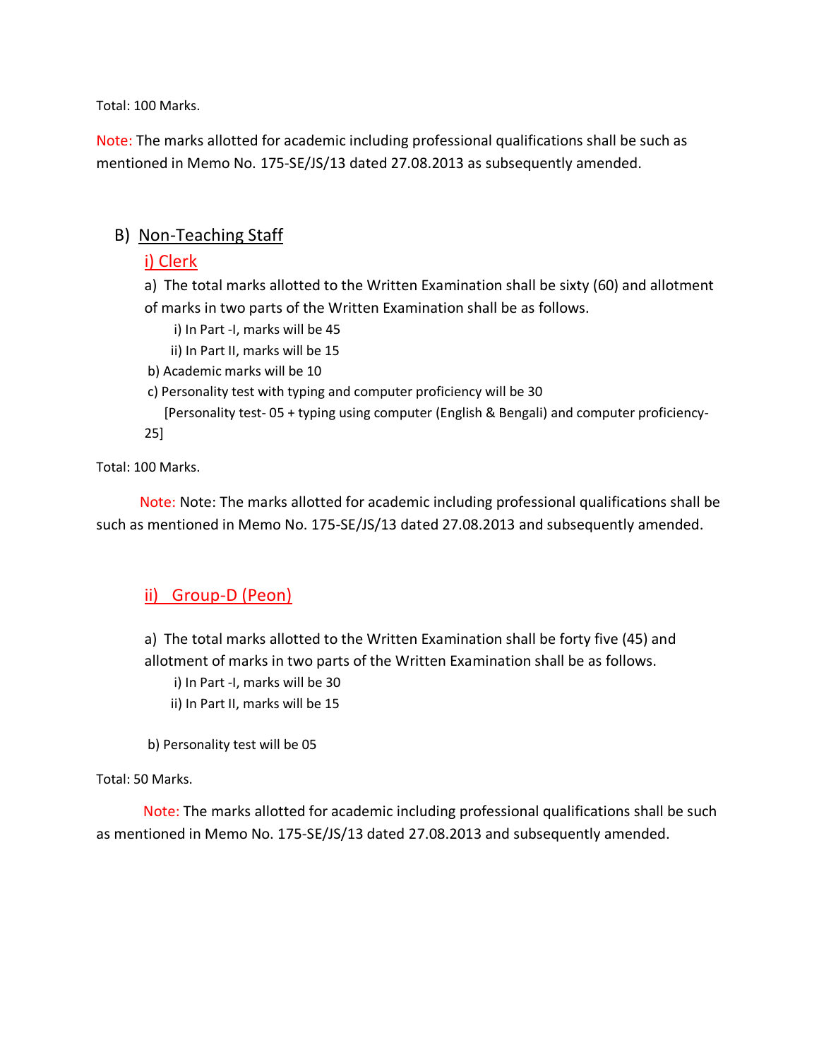Total: 100 Marks.

Note: The marks allotted for academic including professional qualifications shall be such as mentioned in Memo No. 175-SE/JS/13 dated 27.08.2013 as subsequently amended.

## B) Non-Teaching Staff

### i) Clerk

a) The total marks allotted to the Written Examination shall be sixty (60) and allotment of marks in two parts of the Written Examination shall be as follows.

i) In Part -I, marks will be 45

ii) In Part II, marks will be 15

b) Academic marks will be 10

c) Personality test with typing and computer proficiency will be 30

[Personality test- 05 + typing using computer (English & Bengali) and computer proficiency- 25]

Total: 100 Marks.

Note: Note: The marks allotted for academic including professional qualifications shall be such as mentioned in Memo No. 175-SE/JS/13 dated 27.08.2013 and subsequently amended.

### ii) Group-D (Peon)

a) The total marks allotted to the Written Examination shall be forty five (45) and allotment of marks in two parts of the Written Examination shall be as follows.

i) In Part -I, marks will be 30

ii) In Part II, marks will be 15

b) Personality test will be 05

Total: 50 Marks.

Note: The marks allotted for academic including professional qualifications shall be such as mentioned in Memo No. 175-SE/JS/13 dated 27.08.2013 and subsequently amended.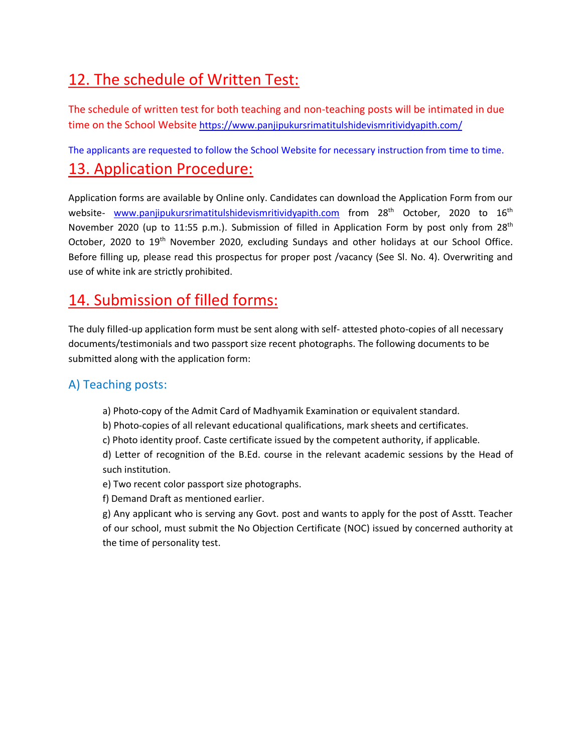## 12. The schedule of Written Test:

The schedule of written test for both teaching and non-teaching posts will be intimated in due time on the School Website https://www.panjipukursrimatitulshidevismritividyapith.com/

The applicants are requested to follow the School Website for necessary instruction from time to time.

## 13. Application Procedure:

Application forms are available by Online only. Candidates can download the Application Form from our website- www.panjipukursrimatitulshidevismritividyapith.com from 28th October, 2020 to 16th November 2020 (up to 11:55 p.m.). Submission of filled in Application Form by post only from 28th October, 2020 to 19th November 2020, excluding Sundays and other holidays at our School Office. Before filling up, please read this prospectus for proper post /vacancy (See Sl. No. 4). Overwriting and use of white ink are strictly prohibited.

## 14. Submission of filled forms:

The duly filled-up application form must be sent along with self- attested photo-copies of all necessary documents/testimonials and two passport size recent photographs. The following documents to be submitted along with the application form:

### A) Teaching posts:

a) Photo-copy of the Admit Card of Madhyamik Examination or equivalent standard.

b) Photo-copies of all relevant educational qualifications, mark sheets and certificates.

c) Photo identity proof. Caste certificate issued by the competent authority, if applicable.

d) Letter of recognition of the B.Ed. course in the relevant academic sessions by the Head of such institution.

e) Two recent color passport size photographs.

f) Demand Draft as mentioned earlier.

g) Any applicant who is serving any Govt. post and wants to apply for the post of Asstt. Teacher of our school, must submit the No Objection Certificate (NOC) issued by concerned authority at the time of personality test.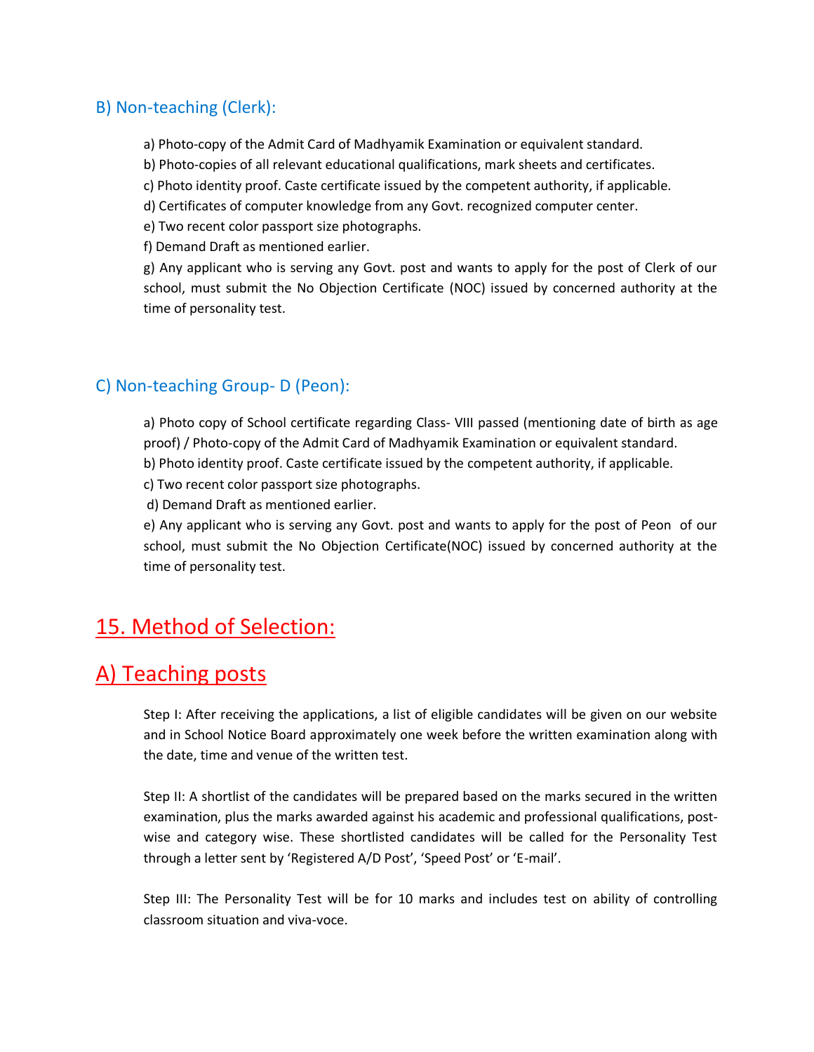### B) Non-teaching (Clerk):

a) Photo-copy of the Admit Card of Madhyamik Examination or equivalent standard.

b) Photo-copies of all relevant educational qualifications, mark sheets and certificates.

c) Photo identity proof. Caste certificate issued by the competent authority, if applicable.

d) Certificates of computer knowledge from any Govt. recognized computer center.

e) Two recent color passport size photographs.

f) Demand Draft as mentioned earlier.

g) Any applicant who is serving any Govt. post and wants to apply for the post of Clerk of our school, must submit the No Objection Certificate (NOC) issued by concerned authority at the time of personality test.

### C) Non-teaching Group- D (Peon):

a) Photo copy of School certificate regarding Class- VIII passed (mentioning date of birth as age proof) / Photo-copy of the Admit Card of Madhyamik Examination or equivalent standard.

b) Photo identity proof. Caste certificate issued by the competent authority, if applicable.

c) Two recent color passport size photographs.

d) Demand Draft as mentioned earlier.

e) Any applicant who is serving any Govt. post and wants to apply for the post of Peon of our school, must submit the No Objection Certificate(NOC) issued by concerned authority at the time of personality test.

## 15. Method of Selection:

## A) Teaching posts

Step I: After receiving the applications, a list of eligible candidates will be given on our website and in School Notice Board approximately one week before the written examination along with the date, time and venue of the written test.

Step II: A shortlist of the candidates will be prepared based on the marks secured in the written examination, plus the marks awarded against his academic and professional qualifications, post-wise and category wise. These shortlisted candidates will be called for the Personality Test through a letter sent by 'Registered A/D Post', 'Speed Post' or 'E-mail'.

Step III: The Personality Test will be for 10 marks and includes test on ability of controlling classroom situation and viva-voce.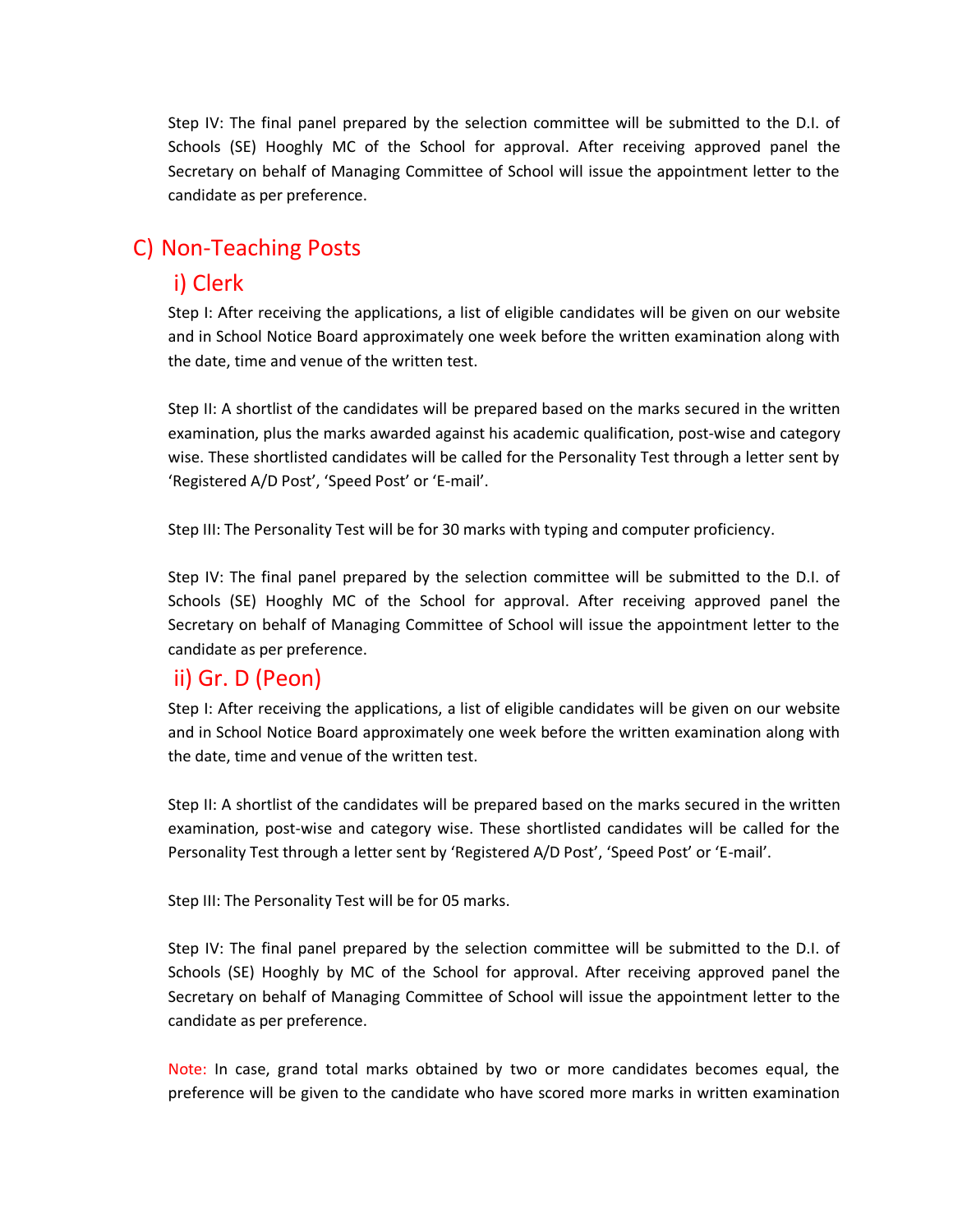Step IV: The final panel prepared by the selection committee will be submitted to the D.I. of Schools (SE) Hooghly MC of the School for approval. After receiving approved panel the Secretary on behalf of Managing Committee of School will issue the appointment letter to the candidate as per preference.

## C) Non-Teaching Posts

### i) Clerk

Step I: After receiving the applications, a list of eligible candidates will be given on our website and in School Notice Board approximately one week before the written examination along with the date, time and venue of the written test.

Step II: A shortlist of the candidates will be prepared based on the marks secured in the written examination, plus the marks awarded against his academic qualification, post-wise and category wise. These shortlisted candidates will be called for the Personality Test through a letter sent by 'Registered A/D Post', 'Speed Post' or 'E-mail'.

Step III: The Personality Test will be for 30 marks with typing and computer proficiency.

Step IV: The final panel prepared by the selection committee will be submitted to the D.I. of Schools (SE) Hooghly MC of the School for approval. After receiving approved panel the Secretary on behalf of Managing Committee of School will issue the appointment letter to the candidate as per preference.

### ii) Gr. D (Peon)

Step I: After receiving the applications, a list of eligible candidates will be given on our website and in School Notice Board approximately one week before the written examination along with the date, time and venue of the written test.

Step II: A shortlist of the candidates will be prepared based on the marks secured in the written examination, post-wise and category wise. These shortlisted candidates will be called for the Personality Test through a letter sent by 'Registered A/D Post', 'Speed Post' or 'E-mail'.

Step III: The Personality Test will be for 05 marks.

Step IV: The final panel prepared by the selection committee will be submitted to the D.I. of Schools (SE) Hooghly by MC of the School for approval. After receiving approved panel the Secretary on behalf of Managing Committee of School will issue the appointment letter to the candidate as per preference.

Note: In case, grand total marks obtained by two or more candidates becomes equal, the preference will be given to the candidate who have scored more marks in written examination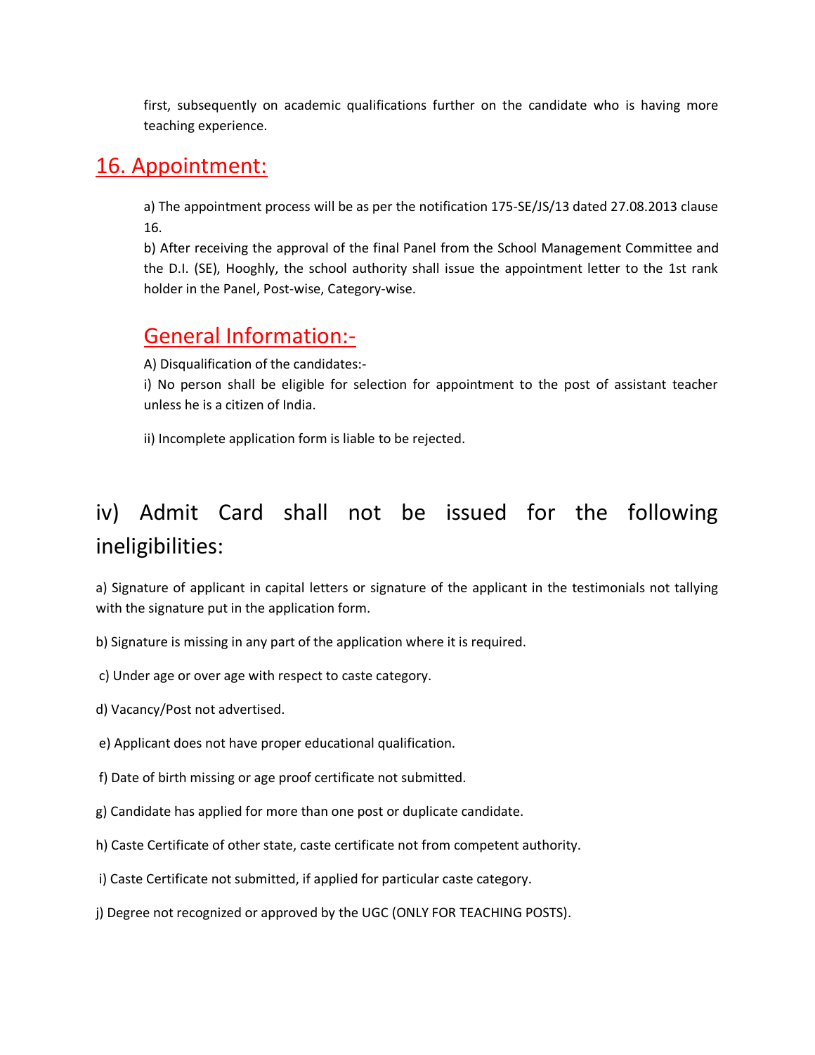first, subsequently on academic qualifications further on the candidate who is having more teaching experience.

## 16. Appointment:

a) The appointment process will be as per the notification 175-SE/JS/13 dated 27.08.2013 clause 16.

b) After receiving the approval of the final Panel from the School Management Committee and the D.I. (SE), Hooghly, the school authority shall issue the appointment letter to the 1st rank holder in the Panel, Post-wise, Category-wise.

## General Information:-

A) Disqualification of the candidates:-

i) No person shall be eligible for selection for appointment to the post of assistant teacher unless he is a citizen of India.

ii) Incomplete application form is liable to be rejected.

## iv) Admit Card shall not be issued for the following ineligibilities:

a) Signature of applicant in capital letters or signature of the applicant in the testimonials not tallying with the signature put in the application form.

b) Signature is missing in any part of the application where it is required.

c) Under age or over age with respect to caste category.

d) Vacancy/Post not advertised.

e) Applicant does not have proper educational qualification.

f) Date of birth missing or age proof certificate not submitted.

g) Candidate has applied for more than one post or duplicate candidate.

h) Caste Certificate of other state, caste certificate not from competent authority.

i) Caste Certificate not submitted, if applied for particular caste category.

j) Degree not recognized or approved by the UGC (ONLY FOR TEACHING POSTS).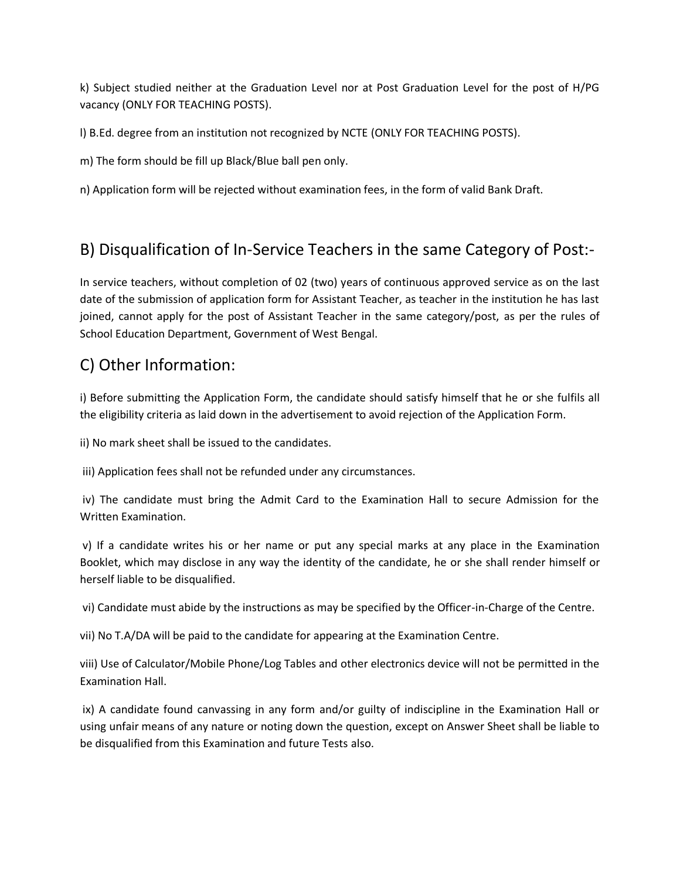k) Subject studied neither at the Graduation Level nor at Post Graduation Level for the post of H/PG vacancy (ONLY FOR TEACHING POSTS).

l) B.Ed. degree from an institution not recognized by NCTE (ONLY FOR TEACHING POSTS).

m) The form should be fill up Black/Blue ball pen only.

n) Application form will be rejected without examination fees, in the form of valid Bank Draft.

## B) Disqualification of In-Service Teachers in the same Category of Post:-

In service teachers, without completion of 02 (two) years of continuous approved service as on the last date of the submission of application form for Assistant Teacher, as teacher in the institution he has last joined, cannot apply for the post of Assistant Teacher in the same category/post, as per the rules of School Education Department, Government of West Bengal.

## C) Other Information:

i) Before submitting the Application Form, the candidate should satisfy himself that he or she fulfils all the eligibility criteria as laid down in the advertisement to avoid rejection of the Application Form.

ii) No mark sheet shall be issued to the candidates.

iii) Application fees shall not be refunded under any circumstances.

iv) The candidate must bring the Admit Card to the Examination Hall to secure Admission for the Written Examination.

v) If a candidate writes his or her name or put any special marks at any place in the Examination Booklet, which may disclose in any way the identity of the candidate, he or she shall render himself or herself liable to be disqualified.

vi) Candidate must abide by the instructions as may be specified by the Officer-in-Charge of the Centre.

vii) No T.A/DA will be paid to the candidate for appearing at the Examination Centre.

viii) Use of Calculator/Mobile Phone/Log Tables and other electronics device will not be permitted in the Examination Hall.

ix) A candidate found canvassing in any form and/or guilty of indiscipline in the Examination Hall or using unfair means of any nature or noting down the question, except on Answer Sheet shall be liable to be disqualified from this Examination and future Tests also.